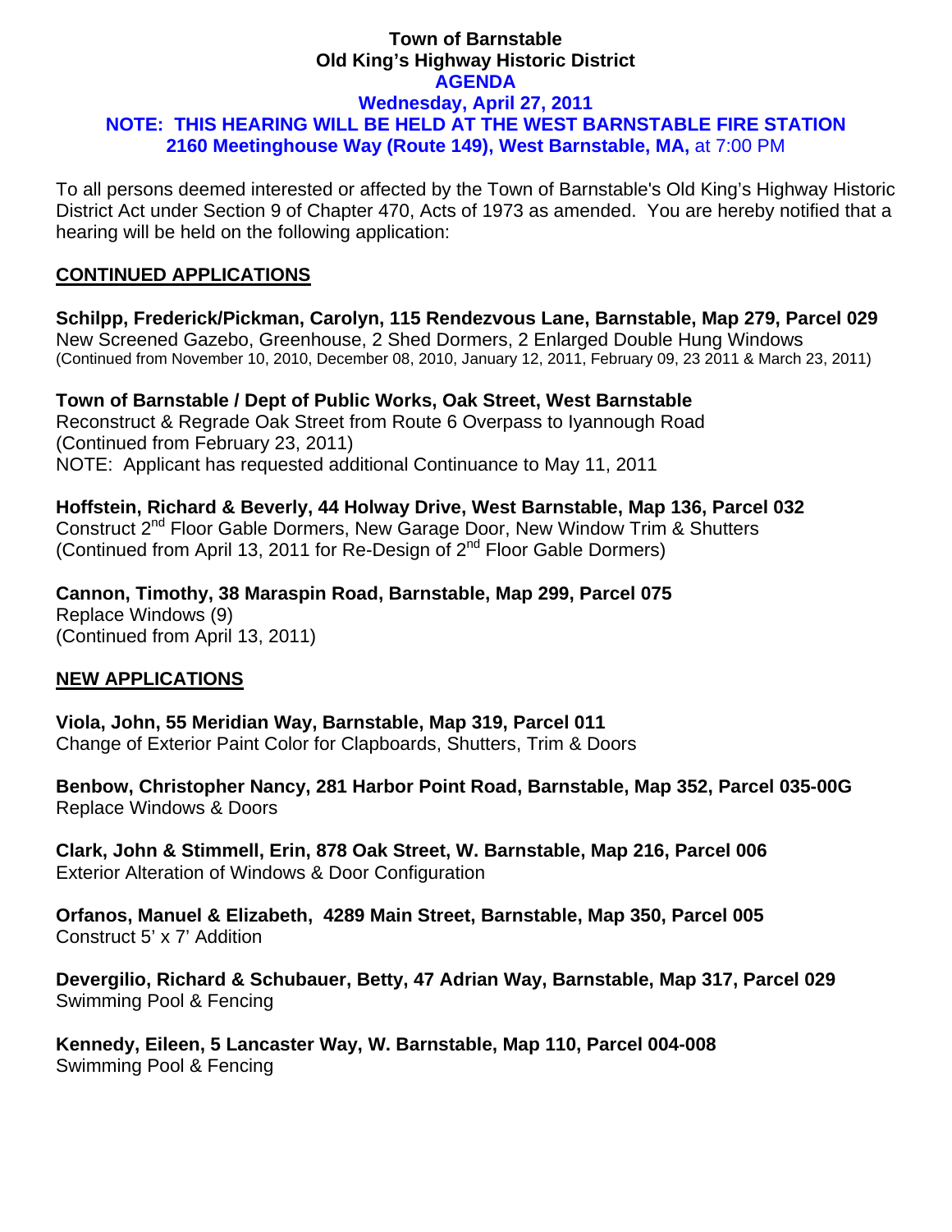# Town of Barnstable
## Old King's Highway Historic District
## AGENDA
### Wednesday, April 27, 2011
### NOTE: THIS HEARING WILL BE HELD AT THE WEST BARNSTABLE FIRE STATION
### 2160 Meetinghouse Way (Route 149), West Barnstable, MA, at 7:00 PM

To all persons deemed interested or affected by the Town of Barnstable's Old King's Highway Historic District Act under Section 9 of Chapter 470, Acts of 1973 as amended. You are hereby notified that a hearing will be held on the following application:

## CONTINUED APPLICATIONS

**Schilpp, Frederick/Pickman, Carolyn, 115 Rendezvous Lane, Barnstable, Map 279, Parcel 029**
New Screened Gazebo, Greenhouse, 2 Shed Dormers, 2 Enlarged Double Hung Windows
(Continued from November 10, 2010, December 08, 2010, January 12, 2011, February 09, 23 2011 & March 23, 2011)

**Town of Barnstable / Dept of Public Works, Oak Street, West Barnstable**
Reconstruct & Regrade Oak Street from Route 6 Overpass to Iyannough Road
(Continued from February 23, 2011)
NOTE: Applicant has requested additional Continuance to May 11, 2011

**Hoffstein, Richard & Beverly, 44 Holway Drive, West Barnstable, Map 136, Parcel 032**
Construct 2nd Floor Gable Dormers, New Garage Door, New Window Trim & Shutters
(Continued from April 13, 2011 for Re-Design of 2nd Floor Gable Dormers)

**Cannon, Timothy, 38 Maraspin Road, Barnstable, Map 299, Parcel 075**
Replace Windows (9)
(Continued from April 13, 2011)

## NEW APPLICATIONS

**Viola, John, 55 Meridian Way, Barnstable, Map 319, Parcel 011**
Change of Exterior Paint Color for Clapboards, Shutters, Trim & Doors

**Benbow, Christopher Nancy, 281 Harbor Point Road, Barnstable, Map 352, Parcel 035-00G**
Replace Windows & Doors

**Clark, John & Stimmell, Erin, 878 Oak Street, W. Barnstable, Map 216, Parcel 006**
Exterior Alteration of Windows & Door Configuration

**Orfanos, Manuel & Elizabeth, 4289 Main Street, Barnstable, Map 350, Parcel 005**
Construct 5' x 7' Addition

**Devergilio, Richard & Schubauer, Betty, 47 Adrian Way, Barnstable, Map 317, Parcel 029**
Swimming Pool & Fencing

**Kennedy, Eileen, 5 Lancaster Way, W. Barnstable, Map 110, Parcel 004-008**
Swimming Pool & Fencing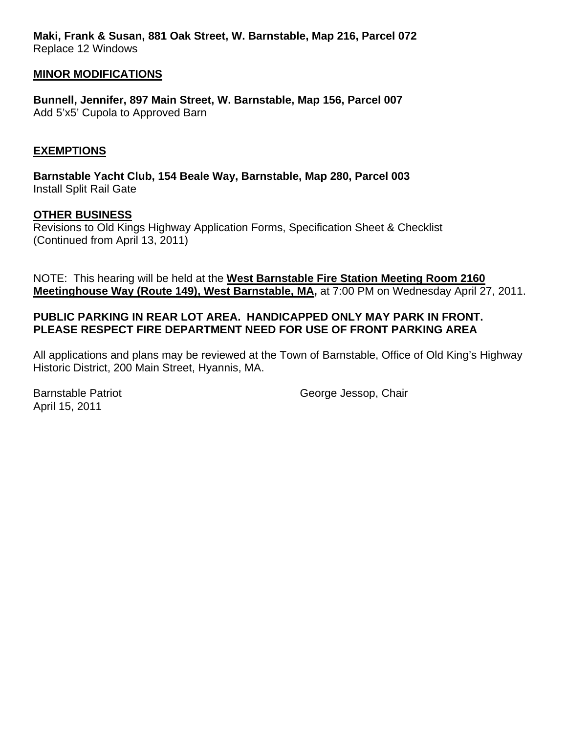**Maki, Frank & Susan, 881 Oak Street, W. Barnstable, Map 216, Parcel 072**
Replace 12 Windows

**<u>MINOR MODIFICATIONS</u>**

**Bunnell, Jennifer, 897 Main Street, W. Barnstable, Map 156, Parcel 007**
Add 5'x5' Cupola to Approved Barn

**<u>EXEMPTIONS</u>**

**Barnstable Yacht Club, 154 Beale Way, Barnstable, Map 280, Parcel 003**
Install Split Rail Gate

**<u>OTHER BUSINESS</u>**
Revisions to Old Kings Highway Application Forms, Specification Sheet & Checklist
(Continued from April 13, 2011)

NOTE: This hearing will be held at the **<u>West Barnstable Fire Station Meeting Room 2160 Meetinghouse Way (Route 149), West Barnstable, MA,</u>** at 7:00 PM on Wednesday April 27, 2011.

**PUBLIC PARKING IN REAR LOT AREA. HANDICAPPED ONLY MAY PARK IN FRONT. PLEASE RESPECT FIRE DEPARTMENT NEED FOR USE OF FRONT PARKING AREA**

All applications and plans may be reviewed at the Town of Barnstable, Office of Old King's Highway Historic District, 200 Main Street, Hyannis, MA.

Barnstable Patriot
April 15, 2011

George Jessop, Chair